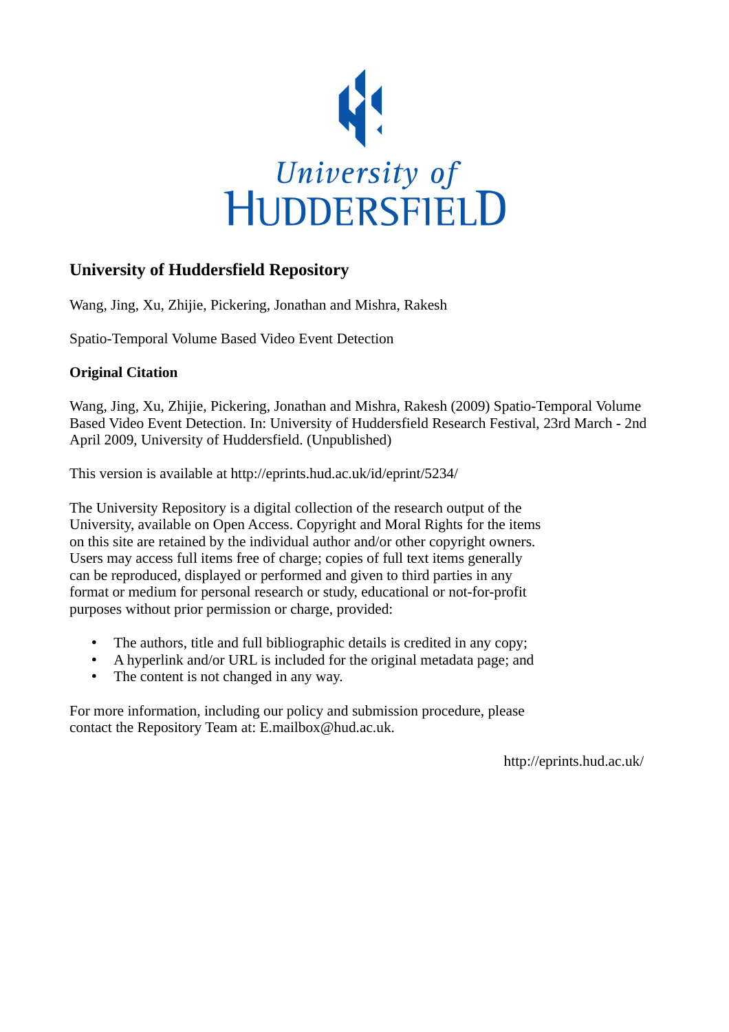University of HUDDERSFIELD

## University of Huddersfield Repository

Wang, Jing, Xu, Zhijie, Pickering, Jonathan and Mishra, Rakesh

Spatio-Temporal Volume Based Video Event Detection

### Original Citation

Wang, Jing, Xu, Zhijie, Pickering, Jonathan and Mishra, Rakesh (2009) Spatio-Temporal Volume Based Video Event Detection. In: University of Huddersfield Research Festival, 23rd March - 2nd April 2009, University of Huddersfield. (Unpublished)

This version is available at http://eprints.hud.ac.uk/id/eprint/5234/

The University Repository is a digital collection of the research output of the University, available on Open Access. Copyright and Moral Rights for the items on this site are retained by the individual author and/or other copyright owners. Users may access full items free of charge; copies of full text items generally can be reproduced, displayed or performed and given to third parties in any format or medium for personal research or study, educational or not-for-profit purposes without prior permission or charge, provided:

- The authors, title and full bibliographic details is credited in any copy;
- A hyperlink and/or URL is included for the original metadata page; and
- The content is not changed in any way.

For more information, including our policy and submission procedure, please contact the Repository Team at: E.mailbox@hud.ac.uk.

http://eprints.hud.ac.uk/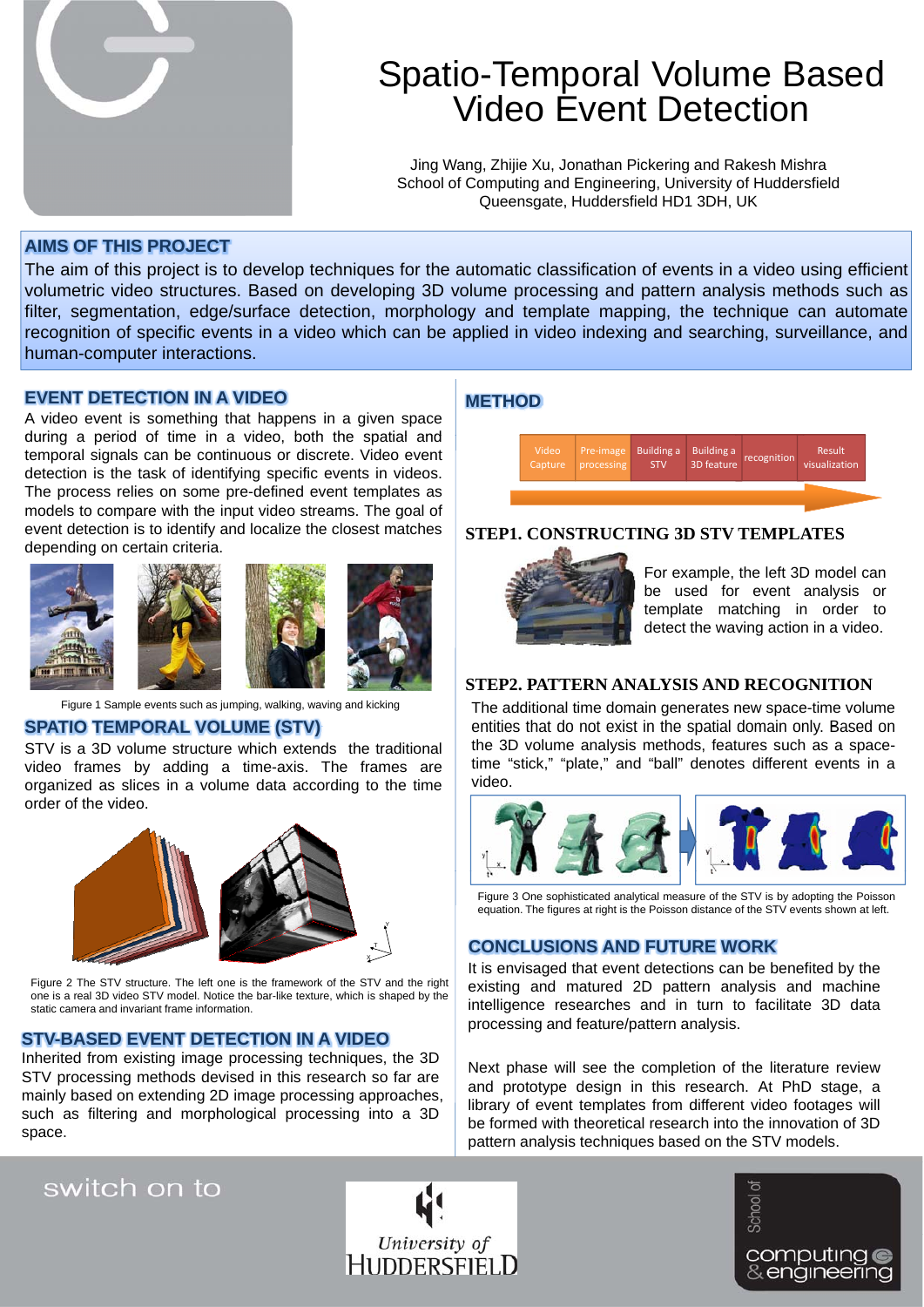# Spatio-Temporal Volume Based Video Event Detection

Jing Wang, Zhijie Xu, Jonathan Pickering and Rakesh Mishra
School of Computing and Engineering, University of Huddersfield
Queensgate, Huddersfield HD1 3DH, UK

## AIMS OF THIS PROJECT

The aim of this project is to develop techniques for the automatic classification of events in a video using efficient volumetric video structures. Based on developing 3D volume processing and pattern analysis methods such as filter, segmentation, edge/surface detection, morphology and template mapping, the technique can automate recognition of specific events in a video which can be applied in video indexing and searching, surveillance, and human-computer interactions.

## EVENT DETECTION IN A VIDEO

A video event is something that happens in a given space during a period of time in a video, both the spatial and temporal signals can be continuous or discrete. Video event detection is the task of identifying specific events in videos. The process relies on some pre-defined event templates as models to compare with the input video streams. The goal of event detection is to identify and localize the closest matches depending on certain criteria.

Figure 1 Sample events such as jumping, walking, waving and kicking

## SPATIO TEMPORAL VOLUME (STV)

STV is a 3D volume structure which extends the traditional video frames by adding a time-axis. The frames are organized as slices in a volume data according to the time order of the video.

Figure 2 The STV structure. The left one is the framework of the STV and the right one is a real 3D video STV model. Notice the bar-like texture, which is shaped by the static camera and invariant frame information.

## STV-BASED EVENT DETECTION IN A VIDEO

Inherited from existing image processing techniques, the 3D STV processing methods devised in this research so far are mainly based on extending 2D image processing approaches, such as filtering and morphological processing into a 3D space.

## METHOD

Video Capture → Pre-image processing → Building a STV → Building a 3D feature → recognition → Result visualization

### STEP1. CONSTRUCTING 3D STV TEMPLATES

For example, the left 3D model can be used for event analysis or template matching in order to detect the waving action in a video.

### STEP2. PATTERN ANALYSIS AND RECOGNITION

The additional time domain generates new space-time volume entities that do not exist in the spatial domain only. Based on the 3D volume analysis methods, features such as a space-time "stick," "plate," and "ball" denotes different events in a video.

Figure 3 One sophisticated analytical measure of the STV is by adopting the Poisson equation. The figures at right is the Poisson distance of the STV events shown at left.

## CONCLUSIONS AND FUTURE WORK

It is envisaged that event detections can be benefited by the existing and matured 2D pattern analysis and machine intelligence researches and in turn to facilitate 3D data processing and feature/pattern analysis.

Next phase will see the completion of the literature review and prototype design in this research. At PhD stage, a library of event templates from different video footages will be formed with theoretical research into the innovation of 3D pattern analysis techniques based on the STV models.

switch on to

University of Huddersfield

School of computing & engineering